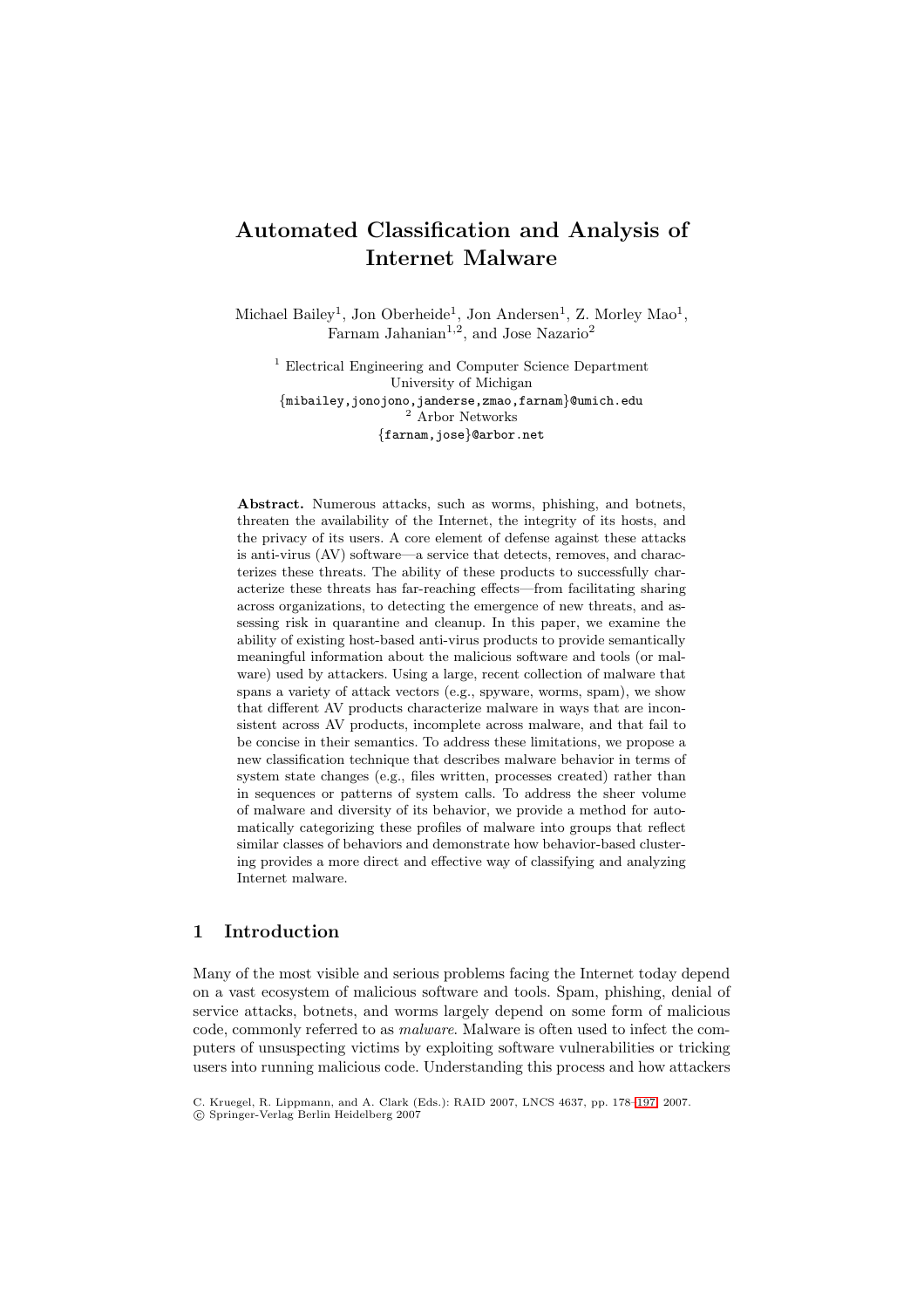# Automated Classification and Analysis of Internet Malware

Michael Bailey[1], Jon Oberheide[1], Jon Andersen[1], Z. Morley Mao[1], Farnam Jahanian[1,2], and Jose Nazario[2]

[1] Electrical Engineering and Computer Science Department
University of Michigan
{mibailey,jonojono,janderse,zmao,farnam}@umich.edu
[2] Arbor Networks
{farnam,jose}@arbor.net

**Abstract.** Numerous attacks, such as worms, phishing, and botnets, threaten the availability of the Internet, the integrity of its hosts, and the privacy of its users. A core element of defense against these attacks is anti-virus (AV) software—a service that detects, removes, and characterizes these threats. The ability of these products to successfully characterize these threats has far-reaching effects—from facilitating sharing across organizations, to detecting the emergence of new threats, and assessing risk in quarantine and cleanup. In this paper, we examine the ability of existing host-based anti-virus products to provide semantically meaningful information about the malicious software and tools (or malware) used by attackers. Using a large, recent collection of malware that spans a variety of attack vectors (e.g., spyware, worms, spam), we show that different AV products characterize malware in ways that are inconsistent across AV products, incomplete across malware, and that fail to be concise in their semantics. To address these limitations, we propose a new classification technique that describes malware behavior in terms of system state changes (e.g., files written, processes created) rather than in sequences or patterns of system calls. To address the sheer volume of malware and diversity of its behavior, we provide a method for automatically categorizing these profiles of malware into groups that reflect similar classes of behaviors and demonstrate how behavior-based clustering provides a more direct and effective way of classifying and analyzing Internet malware.

## 1 Introduction

Many of the most visible and serious problems facing the Internet today depend on a vast ecosystem of malicious software and tools. Spam, phishing, denial of service attacks, botnets, and worms largely depend on some form of malicious code, commonly referred to as *malware*. Malware is often used to infect the computers of unsuspecting victims by exploiting software vulnerabilities or tricking users into running malicious code. Understanding this process and how attackers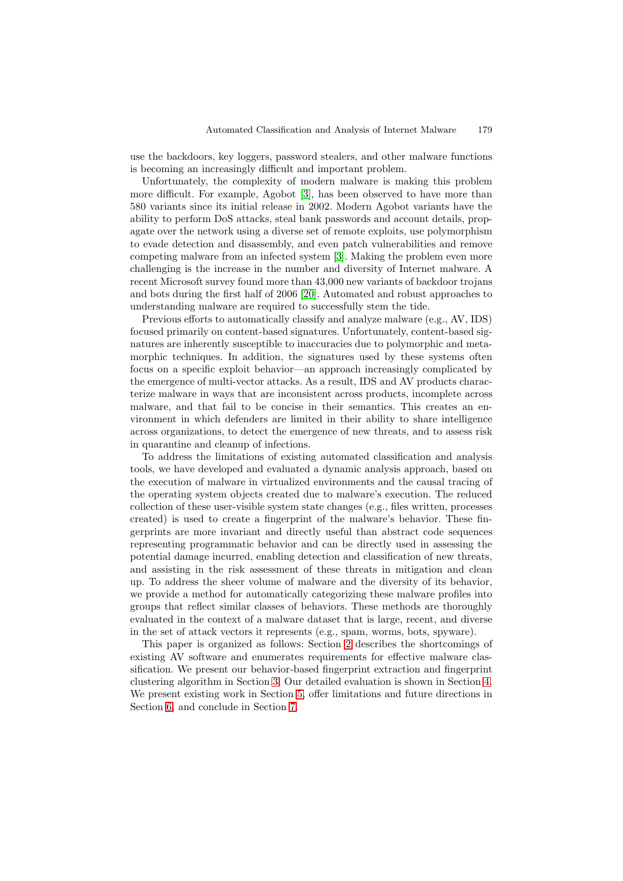use the backdoors, key loggers, password stealers, and other malware functions is becoming an increasingly difficult and important problem.

Unfortunately, the complexity of modern malware is making this problem more difficult. For example, Agobot [3], has been observed to have more than 580 variants since its initial release in 2002. Modern Agobot variants have the ability to perform DoS attacks, steal bank passwords and account details, propagate over the network using a diverse set of remote exploits, use polymorphism to evade detection and disassembly, and even patch vulnerabilities and remove competing malware from an infected system [3]. Making the problem even more challenging is the increase in the number and diversity of Internet malware. A recent Microsoft survey found more than 43,000 new variants of backdoor trojans and bots during the first half of 2006 [20]. Automated and robust approaches to understanding malware are required to successfully stem the tide.

Previous efforts to automatically classify and analyze malware (e.g., AV, IDS) focused primarily on content-based signatures. Unfortunately, content-based signatures are inherently susceptible to inaccuracies due to polymorphic and metamorphic techniques. In addition, the signatures used by these systems often focus on a specific exploit behavior—an approach increasingly complicated by the emergence of multi-vector attacks. As a result, IDS and AV products characterize malware in ways that are inconsistent across products, incomplete across malware, and that fail to be concise in their semantics. This creates an environment in which defenders are limited in their ability to share intelligence across organizations, to detect the emergence of new threats, and to assess risk in quarantine and cleanup of infections.

To address the limitations of existing automated classification and analysis tools, we have developed and evaluated a dynamic analysis approach, based on the execution of malware in virtualized environments and the causal tracing of the operating system objects created due to malware's execution. The reduced collection of these user-visible system state changes (e.g., files written, processes created) is used to create a fingerprint of the malware's behavior. These fingerprints are more invariant and directly useful than abstract code sequences representing programmatic behavior and can be directly used in assessing the potential damage incurred, enabling detection and classification of new threats, and assisting in the risk assessment of these threats in mitigation and clean up. To address the sheer volume of malware and the diversity of its behavior, we provide a method for automatically categorizing these malware profiles into groups that reflect similar classes of behaviors. These methods are thoroughly evaluated in the context of a malware dataset that is large, recent, and diverse in the set of attack vectors it represents (e.g., spam, worms, bots, spyware).

This paper is organized as follows: Section 2 describes the shortcomings of existing AV software and enumerates requirements for effective malware classification. We present our behavior-based fingerprint extraction and fingerprint clustering algorithm in Section 3. Our detailed evaluation is shown in Section 4. We present existing work in Section 5, offer limitations and future directions in Section 6, and conclude in Section 7.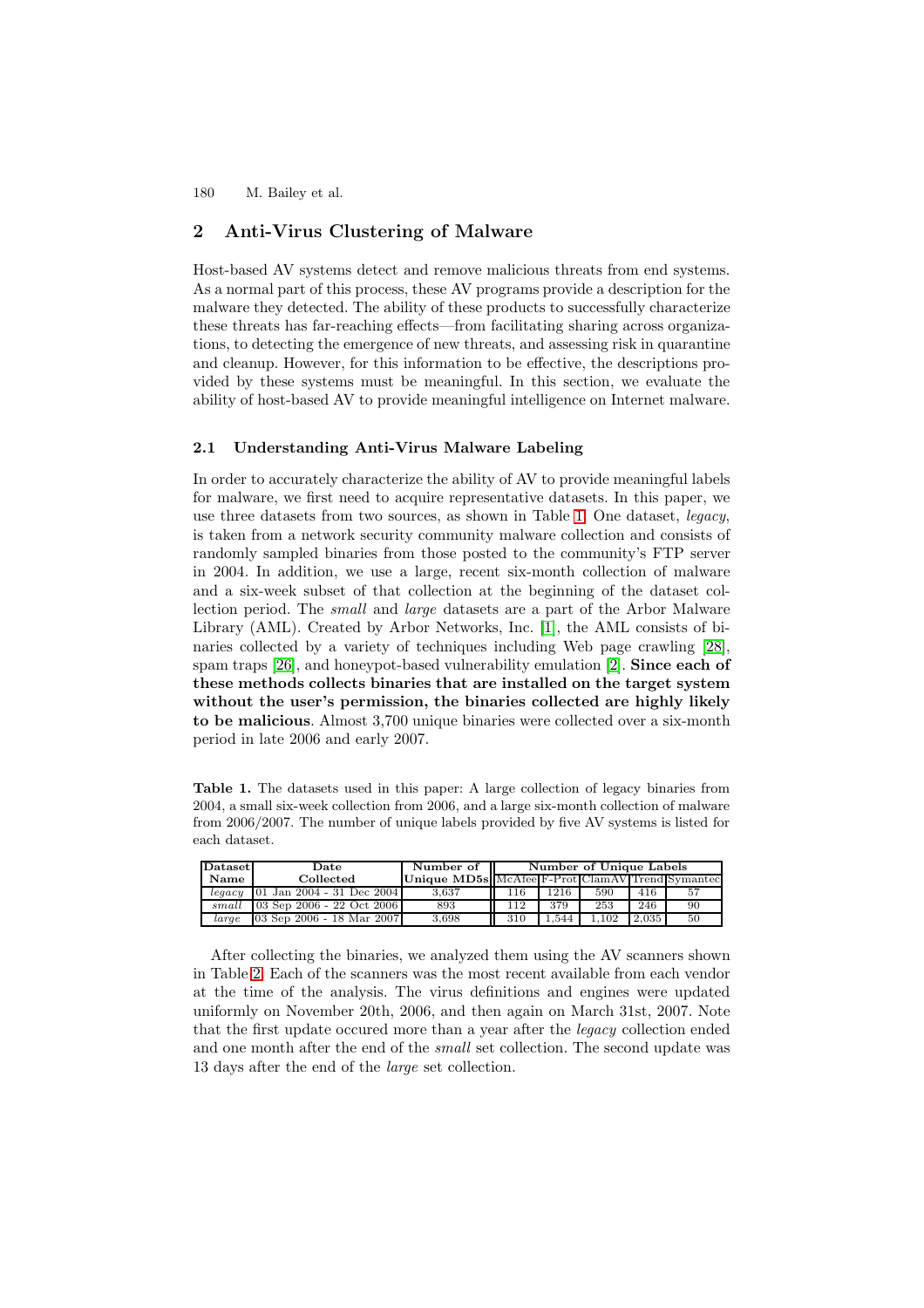## 2 Anti-Virus Clustering of Malware

Host-based AV systems detect and remove malicious threats from end systems. As a normal part of this process, these AV programs provide a description for the malware they detected. The ability of these products to successfully characterize these threats has far-reaching effects—from facilitating sharing across organizations, to detecting the emergence of new threats, and assessing risk in quarantine and cleanup. However, for this information to be effective, the descriptions provided by these systems must be meaningful. In this section, we evaluate the ability of host-based AV to provide meaningful intelligence on Internet malware.

### 2.1 Understanding Anti-Virus Malware Labeling

In order to accurately characterize the ability of AV to provide meaningful labels for malware, we first need to acquire representative datasets. In this paper, we use three datasets from two sources, as shown in Table 1. One dataset, *legacy*, is taken from a network security community malware collection and consists of randomly sampled binaries from those posted to the community's FTP server in 2004. In addition, we use a large, recent six-month collection of malware and a six-week subset of that collection at the beginning of the dataset collection period. The *small* and *large* datasets are a part of the Arbor Malware Library (AML). Created by Arbor Networks, Inc. [1], the AML consists of binaries collected by a variety of techniques including Web page crawling [28], spam traps [26], and honeypot-based vulnerability emulation [2]. **Since each of these methods collects binaries that are installed on the target system without the user's permission, the binaries collected are highly likely to be malicious**. Almost 3,700 unique binaries were collected over a six-month period in late 2006 and early 2007.

**Table 1.** The datasets used in this paper: A large collection of legacy binaries from 2004, a small six-week collection from 2006, and a large six-month collection of malware from 2006/2007. The number of unique labels provided by five AV systems is listed for each dataset.

| Dataset Name | Date Collected | Number of Unique MD5s | Number of Unique Labels | | | | |
|---|---|---|---|---|---|---|---|
| | | | McAfee | F-Prot | ClamAV | Trend | Symantec |
| *legacy* | 01 Jan 2004 - 31 Dec 2004 | 3,637 | 116 | 1216 | 590 | 416 | 57 |
| *small* | 03 Sep 2006 - 22 Oct 2006 | 893 | 112 | 379 | 253 | 246 | 90 |
| *large* | 03 Sep 2006 - 18 Mar 2007 | 3,698 | 310 | 1,544 | 1,102 | 2,035 | 50 |

After collecting the binaries, we analyzed them using the AV scanners shown in Table 2. Each of the scanners was the most recent available from each vendor at the time of the analysis. The virus definitions and engines were updated uniformly on November 20th, 2006, and then again on March 31st, 2007. Note that the first update occured more than a year after the *legacy* collection ended and one month after the end of the *small* set collection. The second update was 13 days after the end of the *large* set collection.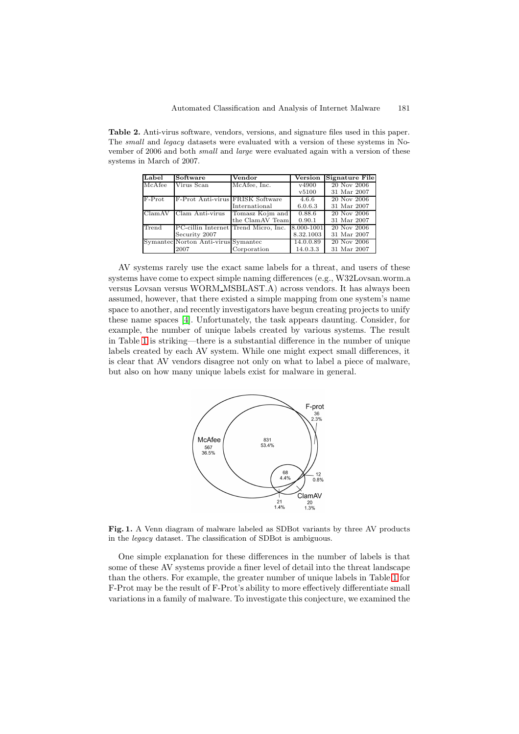**Table 2.** Anti-virus software, vendors, versions, and signature files used in this paper. The *small* and *legacy* datasets were evaluated with a version of these systems in November of 2006 and both *small* and *large* were evaluated again with a version of these systems in March of 2007.

| Label | Software | Vendor | Version | Signature File |
|---|---|---|---|---|
| McAfee | Virus Scan | McAfee, Inc. | v4900<br>v5100 | 20 Nov 2006<br>31 Mar 2007 |
| F-Prot | F-Prot Anti-virus | FRISK Software International | 4.6.6<br>6.0.6.3 | 20 Nov 2006<br>31 Mar 2007 |
| ClamAV | Clam Anti-virus | Tomasz Kojm and the ClamAV Team | 0.88.6<br>0.90.1 | 20 Nov 2006<br>31 Mar 2007 |
| Trend | PC-cillin Internet Security 2007 | Trend Micro, Inc. | 8.000-1001<br>8.32.1003 | 20 Nov 2006<br>31 Mar 2007 |
| Symantec | Norton Anti-virus 2007 | Symantec Corporation | 14.0.0.89<br>14.0.3.3 | 20 Nov 2006<br>31 Mar 2007 |

AV systems rarely use the exact same labels for a threat, and users of these systems have come to expect simple naming differences (e.g., W32Lovsan.worm.a versus Lovsan versus WORM_MSBLAST.A) across vendors. It has always been assumed, however, that there existed a simple mapping from one system's name space to another, and recently investigators have begun creating projects to unify these name spaces [4]. Unfortunately, the task appears daunting. Consider, for example, the number of unique labels created by various systems. The result in Table 1 is striking—there is a substantial difference in the number of unique labels created by each AV system. While one might expect small differences, it is clear that AV vendors disagree not only on what to label a piece of malware, but also on how many unique labels exist for malware in general.

**Fig. 1.** A Venn diagram of malware labeled as SDBot variants by three AV products in the *legacy* dataset. The classification of SDBot is ambiguous.

One simple explanation for these differences in the number of labels is that some of these AV systems provide a finer level of detail into the threat landscape than the others. For example, the greater number of unique labels in Table 1 for F-Prot may be the result of F-Prot's ability to more effectively differentiate small variations in a family of malware. To investigate this conjecture, we examined the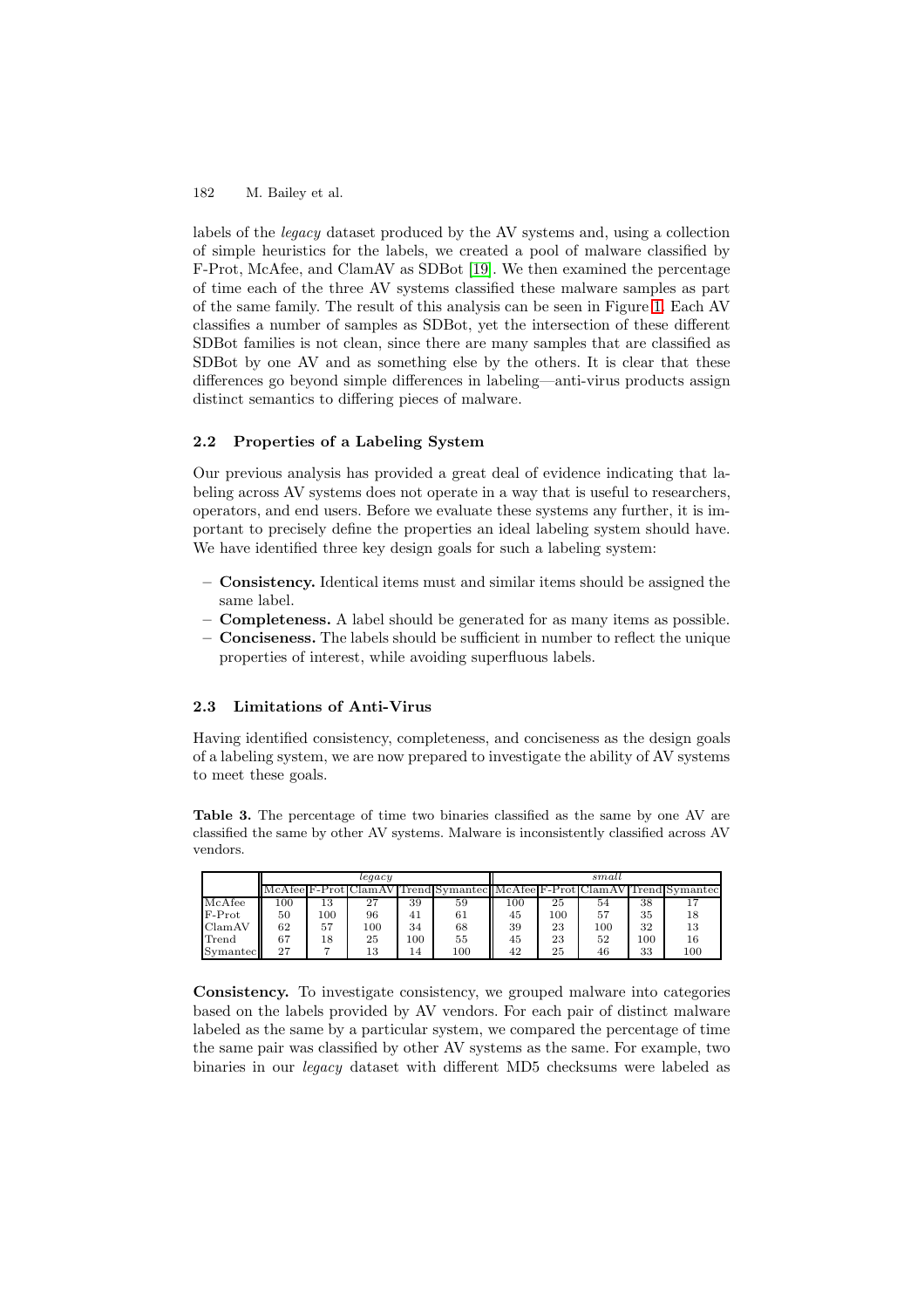labels of the *legacy* dataset produced by the AV systems and, using a collection of simple heuristics for the labels, we created a pool of malware classified by F-Prot, McAfee, and ClamAV as SDBot [19]. We then examined the percentage of time each of the three AV systems classified these malware samples as part of the same family. The result of this analysis can be seen in Figure 1. Each AV classifies a number of samples as SDBot, yet the intersection of these different SDBot families is not clean, since there are many samples that are classified as SDBot by one AV and as something else by the others. It is clear that these differences go beyond simple differences in labeling—anti-virus products assign distinct semantics to differing pieces of malware.

### 2.2 Properties of a Labeling System

Our previous analysis has provided a great deal of evidence indicating that labeling across AV systems does not operate in a way that is useful to researchers, operators, and end users. Before we evaluate these systems any further, it is important to precisely define the properties an ideal labeling system should have. We have identified three key design goals for such a labeling system:

- **Consistency.** Identical items must and similar items should be assigned the same label.
- **Completeness.** A label should be generated for as many items as possible.
- **Conciseness.** The labels should be sufficient in number to reflect the unique properties of interest, while avoiding superfluous labels.

### 2.3 Limitations of Anti-Virus

Having identified consistency, completeness, and conciseness as the design goals of a labeling system, we are now prepared to investigate the ability of AV systems to meet these goals.

**Table 3.** The percentage of time two binaries classified as the same by one AV are classified the same by other AV systems. Malware is inconsistently classified across AV vendors.

| | *legacy* | | | | | *small* | | | | |
|---|---|---|---|---|---|---|---|---|---|---|
| | McAfee | F-Prot | ClamAV | Trend | Symantec | McAfee | F-Prot | ClamAV | Trend | Symantec |
| McAfee | 100 | 13 | 27 | 39 | 59 | 100 | 25 | 54 | 38 | 17 |
| F-Prot | 50 | 100 | 96 | 41 | 61 | 45 | 100 | 57 | 35 | 18 |
| ClamAV | 62 | 57 | 100 | 34 | 68 | 39 | 23 | 100 | 32 | 13 |
| Trend | 67 | 18 | 25 | 100 | 55 | 45 | 23 | 52 | 100 | 16 |
| Symantec | 27 | 7 | 13 | 14 | 100 | 42 | 25 | 46 | 33 | 100 |

**Consistency.** To investigate consistency, we grouped malware into categories based on the labels provided by AV vendors. For each pair of distinct malware labeled as the same by a particular system, we compared the percentage of time the same pair was classified by other AV systems as the same. For example, two binaries in our *legacy* dataset with different MD5 checksums were labeled as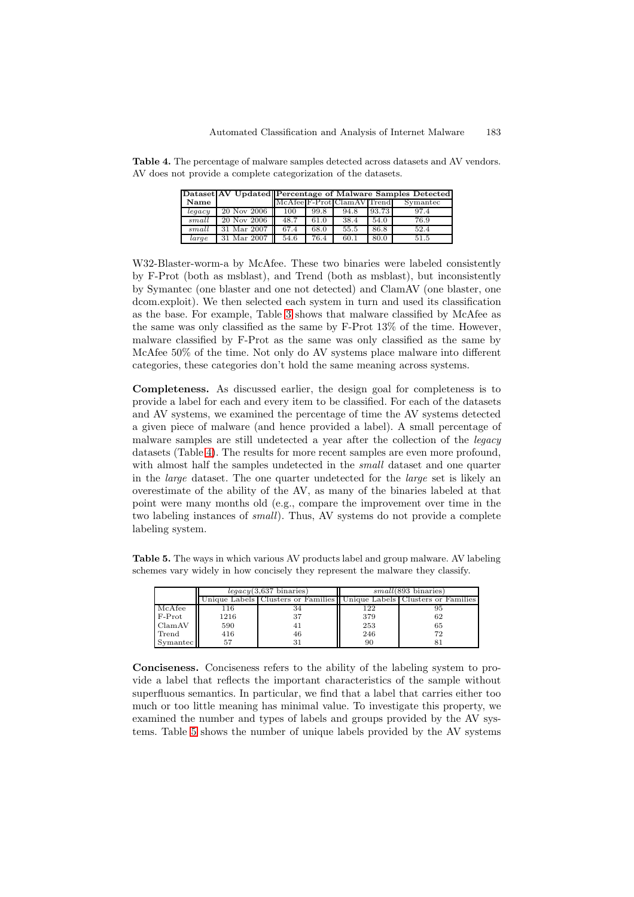**Table 4.** The percentage of malware samples detected across datasets and AV vendors. AV does not provide a complete categorization of the datasets.

| Dataset Name | AV Updated | Percentage of Malware Samples Detected | | | | |
|---|---|---|---|---|---|---|
| | | McAfee | F-Prot | ClamAV | Trend | Symantec |
| *legacy* | 20 Nov 2006 | 100 | 99.8 | 94.8 | 93.73 | 97.4 |
| *small* | 20 Nov 2006 | 48.7 | 61.0 | 38.4 | 54.0 | 76.9 |
| *small* | 31 Mar 2007 | 67.4 | 68.0 | 55.5 | 86.8 | 52.4 |
| *large* | 31 Mar 2007 | 54.6 | 76.4 | 60.1 | 80.0 | 51.5 |

W32-Blaster-worm-a by McAfee. These two binaries were labeled consistently by F-Prot (both as msblast), and Trend (both as msblast), but inconsistently by Symantec (one blaster and one not detected) and ClamAV (one blaster, one dcom.exploit). We then selected each system in turn and used its classification as the base. For example, Table 3 shows that malware classified by McAfee as the same was only classified as the same by F-Prot 13% of the time. However, malware classified by F-Prot as the same was only classified as the same by McAfee 50% of the time. Not only do AV systems place malware into different categories, these categories don't hold the same meaning across systems.

**Completeness.** As discussed earlier, the design goal for completeness is to provide a label for each and every item to be classified. For each of the datasets and AV systems, we examined the percentage of time the AV systems detected a given piece of malware (and hence provided a label). A small percentage of malware samples are still undetected a year after the collection of the *legacy* datasets (Table 4). The results for more recent samples are even more profound, with almost half the samples undetected in the *small* dataset and one quarter in the *large* dataset. The one quarter undetected for the *large* set is likely an overestimate of the ability of the AV, as many of the binaries labeled at that point were many months old (e.g., compare the improvement over time in the two labeling instances of *small*). Thus, AV systems do not provide a complete labeling system.

**Table 5.** The ways in which various AV products label and group malware. AV labeling schemes vary widely in how concisely they represent the malware they classify.

| | *legacy*(3,637 binaries) | | *small*(893 binaries) | |
|---|---|---|---|---|
| | Unique Labels | Clusters or Families | Unique Labels | Clusters or Families |
| McAfee | 116 | 34 | 122 | 95 |
| F-Prot | 1216 | 37 | 379 | 62 |
| ClamAV | 590 | 41 | 253 | 65 |
| Trend | 416 | 46 | 246 | 72 |
| Symantec | 57 | 31 | 90 | 81 |

**Conciseness.** Conciseness refers to the ability of the labeling system to provide a label that reflects the important characteristics of the sample without superfluous semantics. In particular, we find that a label that carries either too much or too little meaning has minimal value. To investigate this property, we examined the number and types of labels and groups provided by the AV systems. Table 5 shows the number of unique labels provided by the AV systems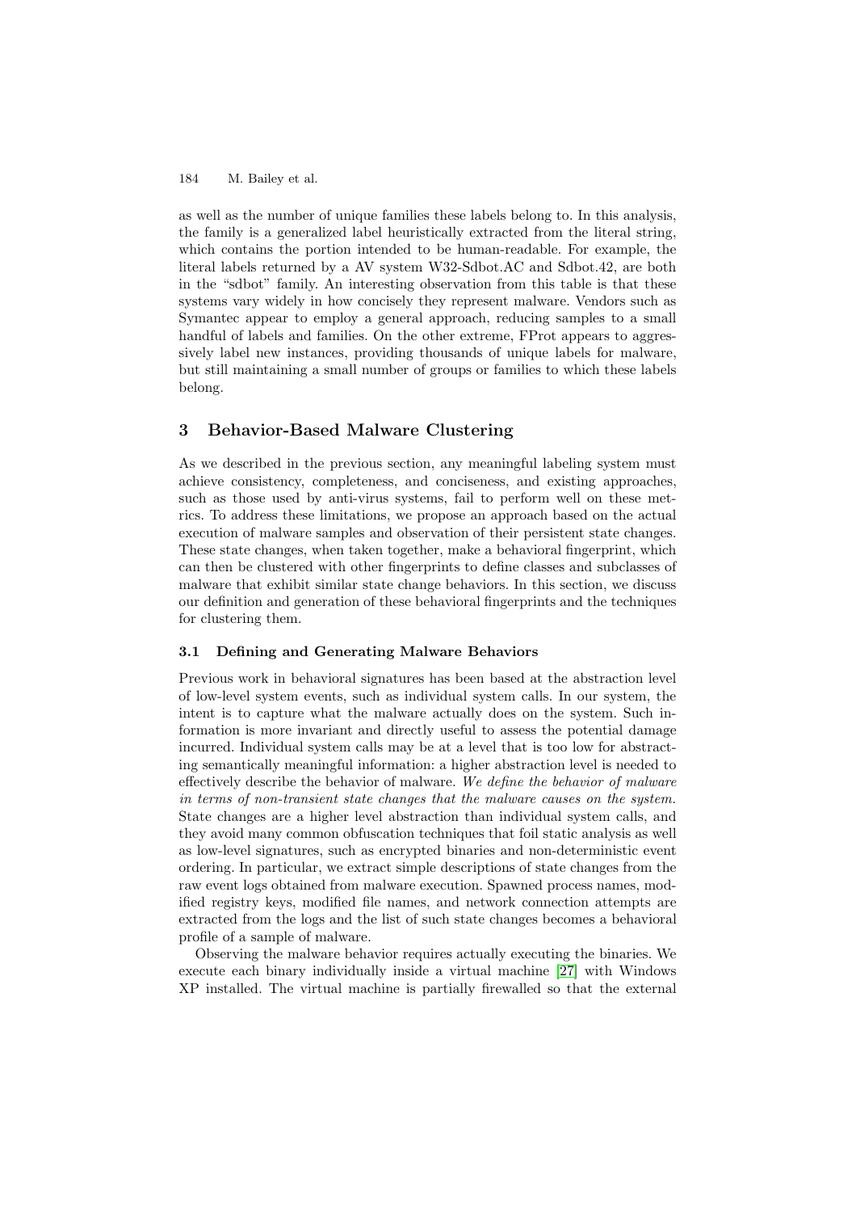as well as the number of unique families these labels belong to. In this analysis, the family is a generalized label heuristically extracted from the literal string, which contains the portion intended to be human-readable. For example, the literal labels returned by a AV system W32-Sdbot.AC and Sdbot.42, are both in the "sdbot" family. An interesting observation from this table is that these systems vary widely in how concisely they represent malware. Vendors such as Symantec appear to employ a general approach, reducing samples to a small handful of labels and families. On the other extreme, FProt appears to aggressively label new instances, providing thousands of unique labels for malware, but still maintaining a small number of groups or families to which these labels belong.

## 3 Behavior-Based Malware Clustering

As we described in the previous section, any meaningful labeling system must achieve consistency, completeness, and conciseness, and existing approaches, such as those used by anti-virus systems, fail to perform well on these metrics. To address these limitations, we propose an approach based on the actual execution of malware samples and observation of their persistent state changes. These state changes, when taken together, make a behavioral fingerprint, which can then be clustered with other fingerprints to define classes and subclasses of malware that exhibit similar state change behaviors. In this section, we discuss our definition and generation of these behavioral fingerprints and the techniques for clustering them.

### 3.1 Defining and Generating Malware Behaviors

Previous work in behavioral signatures has been based at the abstraction level of low-level system events, such as individual system calls. In our system, the intent is to capture what the malware actually does on the system. Such information is more invariant and directly useful to assess the potential damage incurred. Individual system calls may be at a level that is too low for abstracting semantically meaningful information: a higher abstraction level is needed to effectively describe the behavior of malware. *We define the behavior of malware in terms of non-transient state changes that the malware causes on the system.* State changes are a higher level abstraction than individual system calls, and they avoid many common obfuscation techniques that foil static analysis as well as low-level signatures, such as encrypted binaries and non-deterministic event ordering. In particular, we extract simple descriptions of state changes from the raw event logs obtained from malware execution. Spawned process names, modified registry keys, modified file names, and network connection attempts are extracted from the logs and the list of such state changes becomes a behavioral profile of a sample of malware.

Observing the malware behavior requires actually executing the binaries. We execute each binary individually inside a virtual machine [27] with Windows XP installed. The virtual machine is partially firewalled so that the external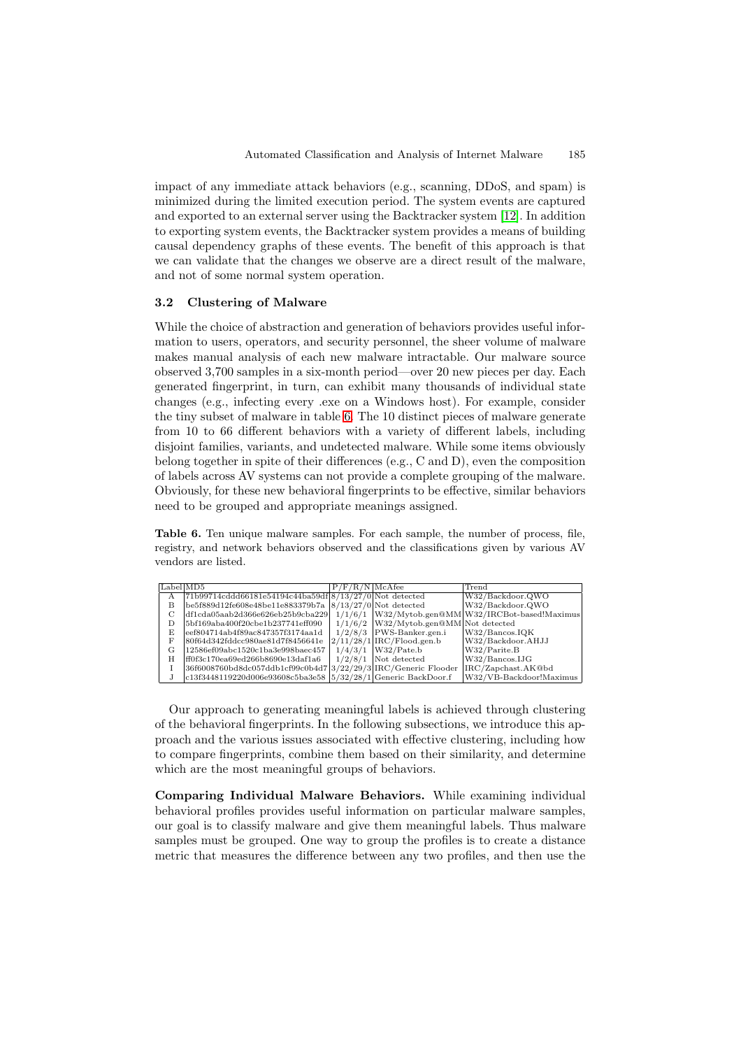impact of any immediate attack behaviors (e.g., scanning, DDoS, and spam) is minimized during the limited execution period. The system events are captured and exported to an external server using the Backtracker system [12]. In addition to exporting system events, the Backtracker system provides a means of building causal dependency graphs of these events. The benefit of this approach is that we can validate that the changes we observe are a direct result of the malware, and not of some normal system operation.

### 3.2 Clustering of Malware

While the choice of abstraction and generation of behaviors provides useful information to users, operators, and security personnel, the sheer volume of malware makes manual analysis of each new malware intractable. Our malware source observed 3,700 samples in a six-month period—over 20 new pieces per day. Each generated fingerprint, in turn, can exhibit many thousands of individual state changes (e.g., infecting every .exe on a Windows host). For example, consider the tiny subset of malware in table 6. The 10 distinct pieces of malware generate from 10 to 66 different behaviors with a variety of different labels, including disjoint families, variants, and undetected malware. While some items obviously belong together in spite of their differences (e.g., C and D), even the composition of labels across AV systems can not provide a complete grouping of the malware. Obviously, for these new behavioral fingerprints to be effective, similar behaviors need to be grouped and appropriate meanings assigned.

**Table 6.** Ten unique malware samples. For each sample, the number of process, file, registry, and network behaviors observed and the classifications given by various AV vendors are listed.

| Label | MD5 | P/F/R/N | McAfee | Trend |
|---|---|---|---|---|
| A | 71b99714cddd66181e54194c44ba59df | 8/13/27/0 | Not detected | W32/Backdoor.QWO |
| B | be5f889d12fe608e48be11e883379b7a | 8/13/27/0 | Not detected | W32/Backdoor.QWO |
| C | df1cda05aab2d366e626eb25b9cba229 | 1/1/6/1 | W32/Mytob.gen@MM | W32/IRCBot-based!Maximus |
| D | 5bf169aba400f20cbe1b237741eff090 | 1/1/6/2 | W32/Mytob.gen@MM | Not detected |
| E | eef804714ab4f89ac847357f3174aa1d | 1/2/8/3 | PWS-Banker.gen.i | W32/Bancos.IQK |
| F | 80f64d342fddcc980ae81d7f8456641e | 2/11/28/1 | IRC/Flood.gen.b | W32/Backdoor.AHJJ |
| G | 12586ef09abc1520c1ba3e998baec457 | 1/4/3/1 | W32/Pate.b | W32/Parite.B |
| H | ff0f3c170ea69ed266b8690e13daf1a6 | 1/2/8/1 | Not detected | W32/Bancos.IJG |
| I | 36f6008760bd8dc057ddb1cf99c0b4d7 | 3/22/29/3 | IRC/Generic Flooder | IRC/Zapchast.AK@bd |
| J | c13f3448119220d006e93608c5ba3e58 | 5/32/28/1 | Generic BackDoor.f | W32/VB-Backdoor!Maximus |

Our approach to generating meaningful labels is achieved through clustering of the behavioral fingerprints. In the following subsections, we introduce this approach and the various issues associated with effective clustering, including how to compare fingerprints, combine them based on their similarity, and determine which are the most meaningful groups of behaviors.

**Comparing Individual Malware Behaviors.** While examining individual behavioral profiles provides useful information on particular malware samples, our goal is to classify malware and give them meaningful labels. Thus malware samples must be grouped. One way to group the profiles is to create a distance metric that measures the difference between any two profiles, and then use the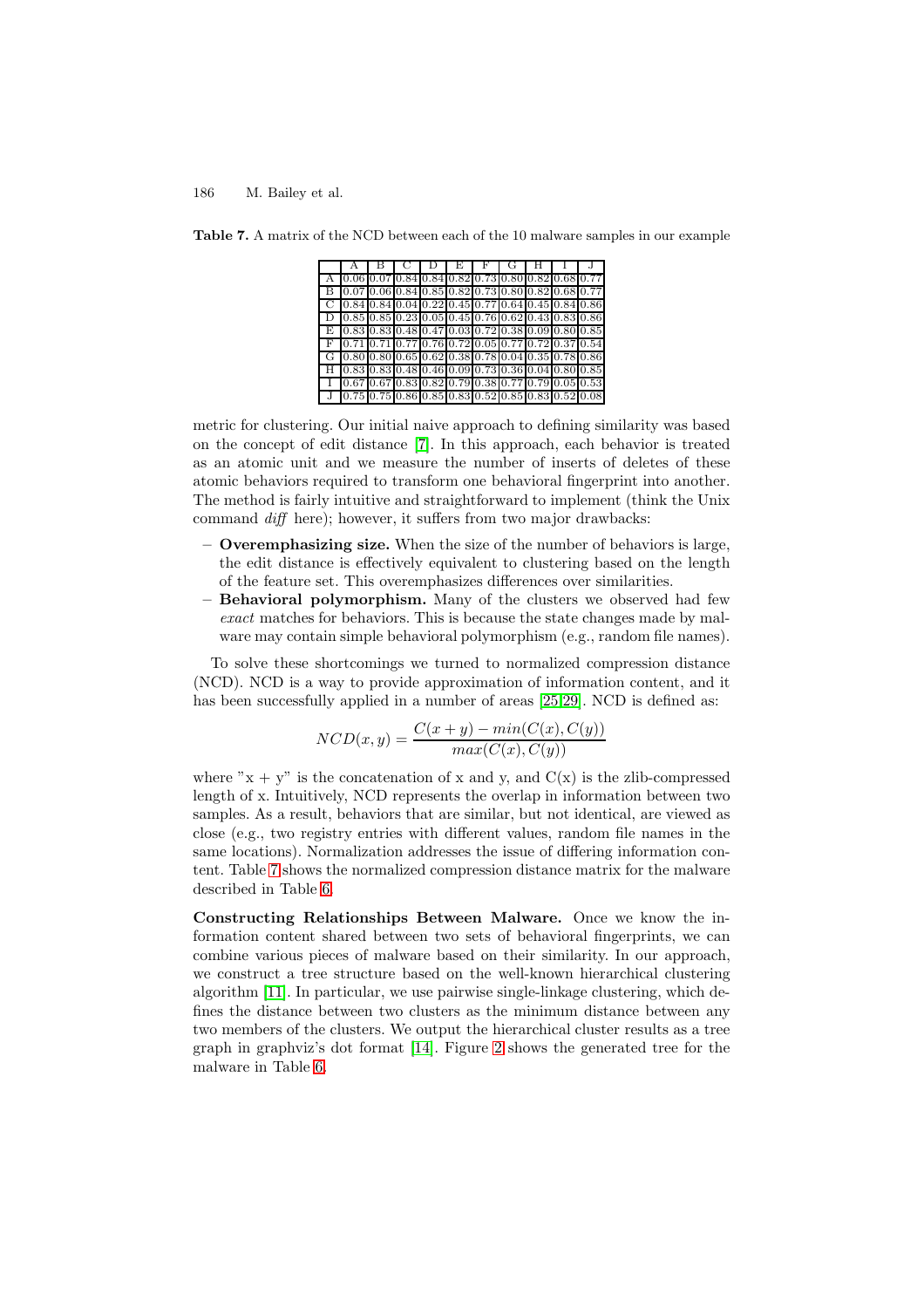**Table 7.** A matrix of the NCD between each of the 10 malware samples in our example

| | A | B | C | D | E | F | G | H | I | J |
|---|---|---|---|---|---|---|---|---|---|---|
| A | 0.06 | 0.07 | 0.84 | 0.84 | 0.82 | 0.73 | 0.80 | 0.82 | 0.68 | 0.77 |
| B | 0.07 | 0.06 | 0.84 | 0.85 | 0.82 | 0.73 | 0.80 | 0.82 | 0.68 | 0.77 |
| C | 0.84 | 0.84 | 0.04 | 0.22 | 0.45 | 0.77 | 0.64 | 0.45 | 0.84 | 0.86 |
| D | 0.85 | 0.85 | 0.23 | 0.05 | 0.45 | 0.76 | 0.62 | 0.43 | 0.83 | 0.86 |
| E | 0.83 | 0.83 | 0.48 | 0.47 | 0.03 | 0.72 | 0.38 | 0.09 | 0.80 | 0.85 |
| F | 0.71 | 0.71 | 0.77 | 0.76 | 0.72 | 0.05 | 0.77 | 0.72 | 0.37 | 0.54 |
| G | 0.80 | 0.80 | 0.65 | 0.62 | 0.38 | 0.78 | 0.04 | 0.35 | 0.78 | 0.86 |
| H | 0.83 | 0.83 | 0.48 | 0.46 | 0.09 | 0.73 | 0.36 | 0.04 | 0.80 | 0.85 |
| I | 0.67 | 0.67 | 0.83 | 0.82 | 0.79 | 0.38 | 0.77 | 0.79 | 0.05 | 0.53 |
| J | 0.75 | 0.75 | 0.86 | 0.85 | 0.83 | 0.52 | 0.85 | 0.83 | 0.52 | 0.08 |

metric for clustering. Our initial naive approach to defining similarity was based on the concept of edit distance [7]. In this approach, each behavior is treated as an atomic unit and we measure the number of inserts of deletes of these atomic behaviors required to transform one behavioral fingerprint into another. The method is fairly intuitive and straightforward to implement (think the Unix command *diff* here); however, it suffers from two major drawbacks:

- **Overemphasizing size.** When the size of the number of behaviors is large, the edit distance is effectively equivalent to clustering based on the length of the feature set. This overemphasizes differences over similarities.
- **Behavioral polymorphism.** Many of the clusters we observed had few *exact* matches for behaviors. This is because the state changes made by malware may contain simple behavioral polymorphism (e.g., random file names).

To solve these shortcomings we turned to normalized compression distance (NCD). NCD is a way to provide approximation of information content, and it has been successfully applied in a number of areas [25,29]. NCD is defined as:

$$NCD(x, y) = \frac{C(x + y) - min(C(x), C(y))}{max(C(x), C(y))}$$

where "x + y" is the concatenation of x and y, and C(x) is the zlib-compressed length of x. Intuitively, NCD represents the overlap in information between two samples. As a result, behaviors that are similar, but not identical, are viewed as close (e.g., two registry entries with different values, random file names in the same locations). Normalization addresses the issue of differing information content. Table 7 shows the normalized compression distance matrix for the malware described in Table 6.

**Constructing Relationships Between Malware.** Once we know the information content shared between two sets of behavioral fingerprints, we can combine various pieces of malware based on their similarity. In our approach, we construct a tree structure based on the well-known hierarchical clustering algorithm [11]. In particular, we use pairwise single-linkage clustering, which defines the distance between two clusters as the minimum distance between any two members of the clusters. We output the hierarchical cluster results as a tree graph in graphviz's dot format [14]. Figure 2 shows the generated tree for the malware in Table 6.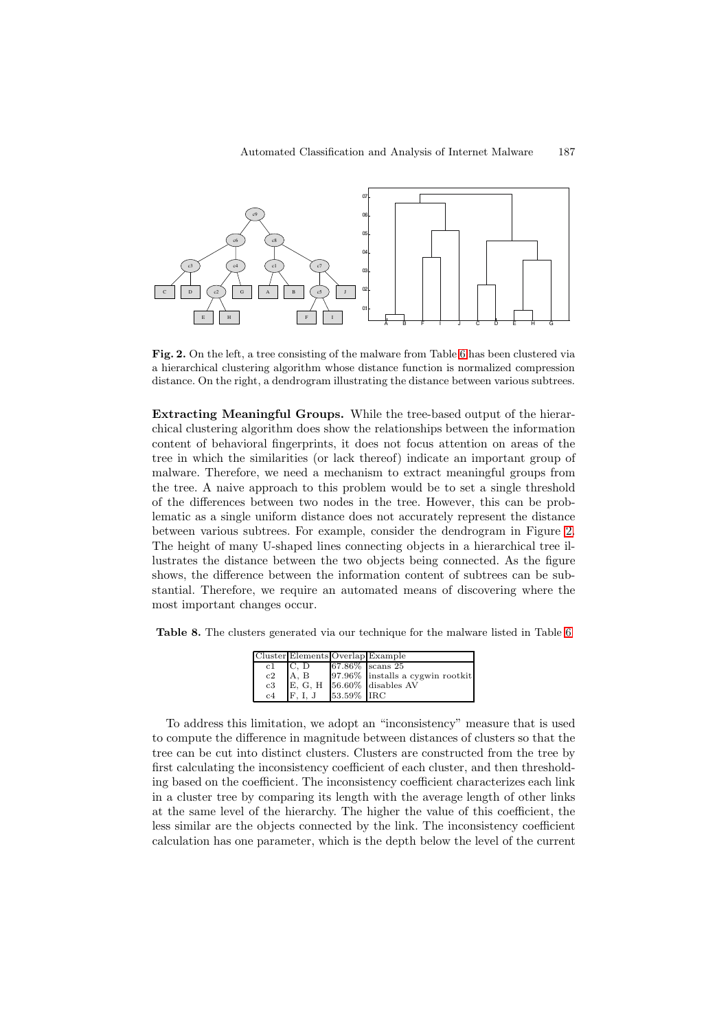**Fig. 2.** On the left, a tree consisting of the malware from Table 6 has been clustered via a hierarchical clustering algorithm whose distance function is normalized compression distance. On the right, a dendrogram illustrating the distance between various subtrees.

**Extracting Meaningful Groups.** While the tree-based output of the hierarchical clustering algorithm does show the relationships between the information content of behavioral fingerprints, it does not focus attention on areas of the tree in which the similarities (or lack thereof) indicate an important group of malware. Therefore, we need a mechanism to extract meaningful groups from the tree. A naive approach to this problem would be to set a single threshold of the differences between two nodes in the tree. However, this can be problematic as a single uniform distance does not accurately represent the distance between various subtrees. For example, consider the dendrogram in Figure 2. The height of many U-shaped lines connecting objects in a hierarchical tree illustrates the distance between the two objects being connected. As the figure shows, the difference between the information content of subtrees can be substantial. Therefore, we require an automated means of discovering where the most important changes occur.

**Table 8.** The clusters generated via our technique for the malware listed in Table 6

| Cluster | Elements | Overlap | Example |
|---|---|---|---|
| c1 | C, D | 67.86% | scans 25 |
| c2 | A, B | 97.96% | installs a cygwin rootkit |
| c3 | E, G, H | 56.60% | disables AV |
| c4 | F, I, J | 53.59% | IRC |

To address this limitation, we adopt an "inconsistency" measure that is used to compute the difference in magnitude between distances of clusters so that the tree can be cut into distinct clusters. Clusters are constructed from the tree by first calculating the inconsistency coefficient of each cluster, and then thresholding based on the coefficient. The inconsistency coefficient characterizes each link in a cluster tree by comparing its length with the average length of other links at the same level of the hierarchy. The higher the value of this coefficient, the less similar are the objects connected by the link. The inconsistency coefficient calculation has one parameter, which is the depth below the level of the current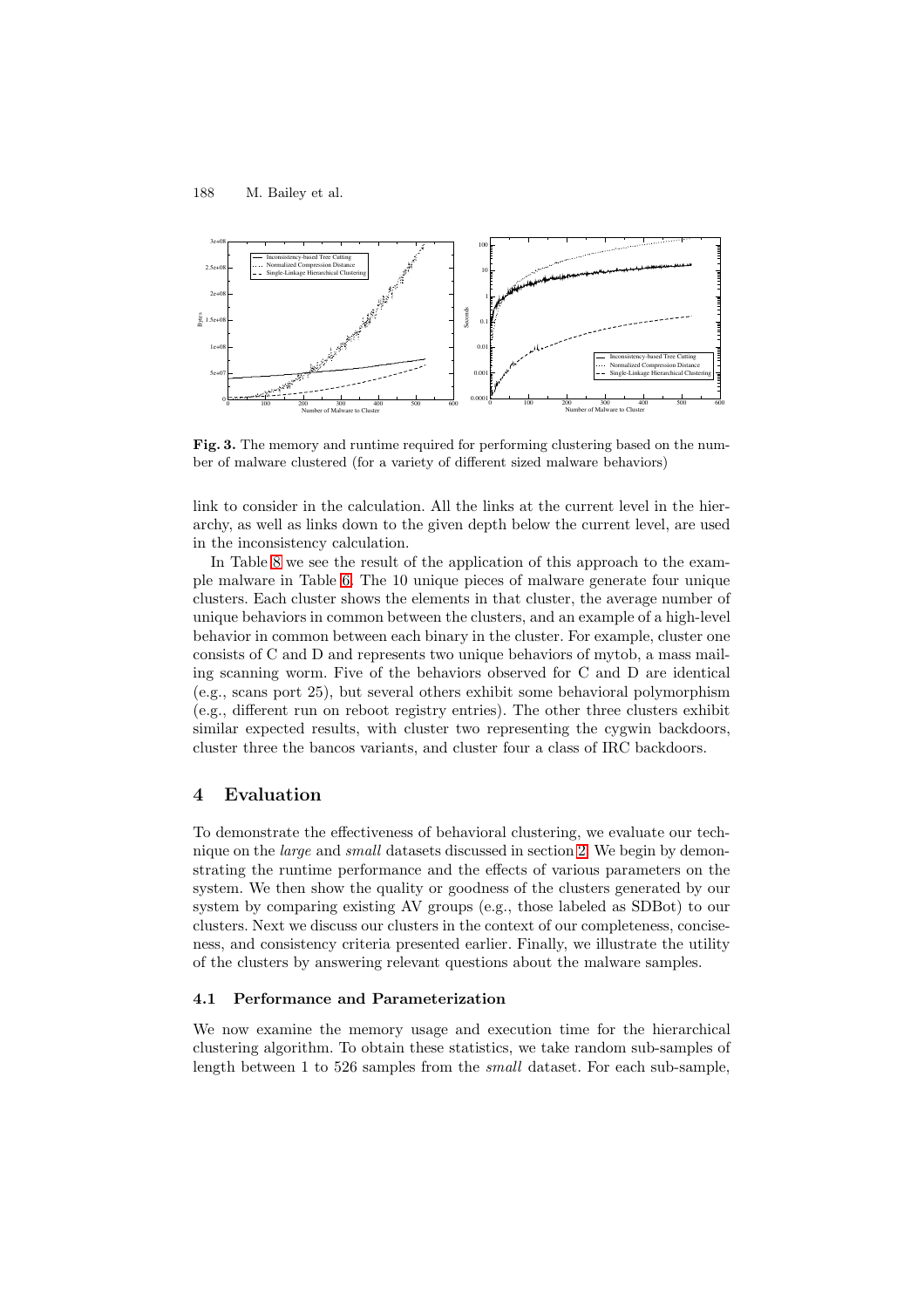3e+08

2.5e+08

2e+08

1.5e+08

1e+08

5e+07

0

Bytes

0 100 200 300 400 500 600

Number of Malware to Cluster

Inconsistency-based Tree Cutting

Normalized Compression Distance

Single-Linkage Hierarchical Clustering

100

10

1

0.1

0.01

0.001

0.0001

Seconds

0 100 200 300 400 500 600

Number of Malware to Cluster

Inconsistency-based Tree Cutting

Normalized Compression Distance

Single-Linkage Hierarchical Clustering

**Fig. 3.** The memory and runtime required for performing clustering based on the number of malware clustered (for a variety of different sized malware behaviors)

link to consider in the calculation. All the links at the current level in the hierarchy, as well as links down to the given depth below the current level, are used in the inconsistency calculation.

In Table 8 we see the result of the application of this approach to the example malware in Table 6. The 10 unique pieces of malware generate four unique clusters. Each cluster shows the elements in that cluster, the average number of unique behaviors in common between the clusters, and an example of a high-level behavior in common between each binary in the cluster. For example, cluster one consists of C and D and represents two unique behaviors of mytob, a mass mailing scanning worm. Five of the behaviors observed for C and D are identical (e.g., scans port 25), but several others exhibit some behavioral polymorphism (e.g., different run on reboot registry entries). The other three clusters exhibit similar expected results, with cluster two representing the cygwin backdoors, cluster three the bancos variants, and cluster four a class of IRC backdoors.

## 4 Evaluation

To demonstrate the effectiveness of behavioral clustering, we evaluate our technique on the *large* and *small* datasets discussed in section 2. We begin by demonstrating the runtime performance and the effects of various parameters on the system. We then show the quality or goodness of the clusters generated by our system by comparing existing AV groups (e.g., those labeled as SDBot) to our clusters. Next we discuss our clusters in the context of our completeness, conciseness, and consistency criteria presented earlier. Finally, we illustrate the utility of the clusters by answering relevant questions about the malware samples.

### 4.1 Performance and Parameterization

We now examine the memory usage and execution time for the hierarchical clustering algorithm. To obtain these statistics, we take random sub-samples of length between 1 to 526 samples from the *small* dataset. For each sub-sample,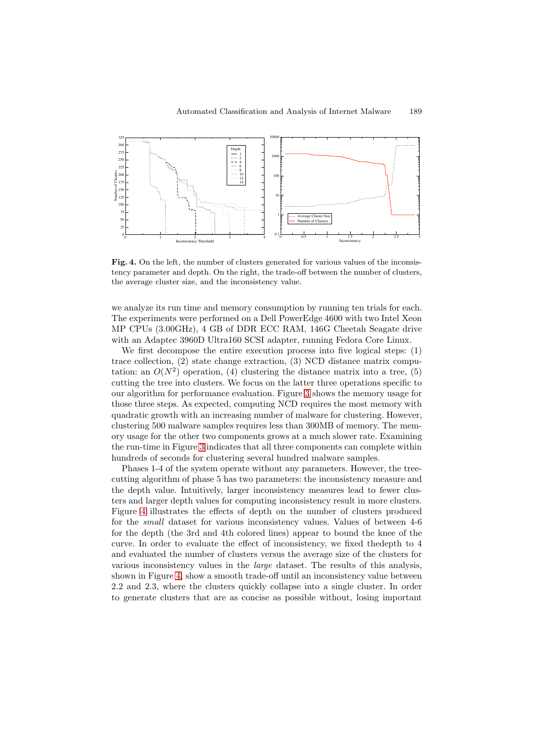**Fig. 4.** On the left, the number of clusters generated for various values of the inconsistency parameter and depth. On the right, the trade-off between the number of clusters, the average cluster size, and the inconsistency value.

we analyze its run time and memory consumption by running ten trials for each. The experiments were performed on a Dell PowerEdge 4600 with two Intel Xeon MP CPUs (3.00GHz), 4 GB of DDR ECC RAM, 146G Cheetah Seagate drive with an Adaptec 3960D Ultra160 SCSI adapter, running Fedora Core Linux.

We first decompose the entire execution process into five logical steps: (1) trace collection, (2) state change extraction, (3) NCD distance matrix computation: an $O(N^2)$ operation, (4) clustering the distance matrix into a tree, (5) cutting the tree into clusters. We focus on the latter three operations specific to our algorithm for performance evaluation. Figure 3 shows the memory usage for those three steps. As expected, computing NCD requires the most memory with quadratic growth with an increasing number of malware for clustering. However, clustering 500 malware samples requires less than 300MB of memory. The memory usage for the other two components grows at a much slower rate. Examining the run-time in Figure 3 indicates that all three components can complete within hundreds of seconds for clustering several hundred malware samples.

Phases 1-4 of the system operate without any parameters. However, the tree-cutting algorithm of phase 5 has two parameters: the inconsistency measure and the depth value. Intuitively, larger inconsistency measures lead to fewer clusters and larger depth values for computing inconsistency result in more clusters. Figure 4 illustrates the effects of depth on the number of clusters produced for the *small* dataset for various inconsistency values. Values of between 4-6 for the depth (the 3rd and 4th colored lines) appear to bound the knee of the curve. In order to evaluate the effect of inconsistency, we fixed thedepth to 4 and evaluated the number of clusters versus the average size of the clusters for various inconsistency values in the *large* dataset. The results of this analysis, shown in Figure 4, show a smooth trade-off until an inconsistency value between 2.2 and 2.3, where the clusters quickly collapse into a single cluster. In order to generate clusters that are as concise as possible without, losing important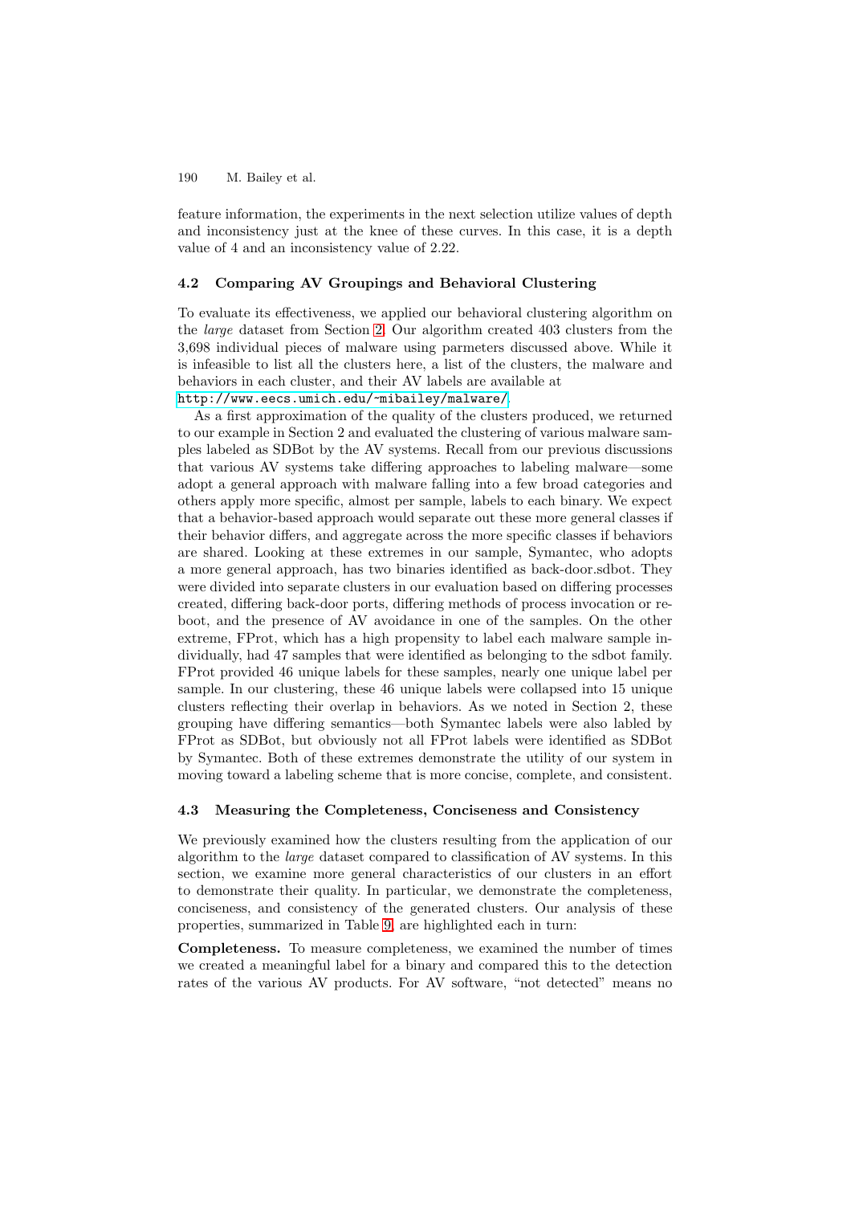feature information, the experiments in the next selection utilize values of depth and inconsistency just at the knee of these curves. In this case, it is a depth value of 4 and an inconsistency value of 2.22.

### 4.2 Comparing AV Groupings and Behavioral Clustering

To evaluate its effectiveness, we applied our behavioral clustering algorithm on the *large* dataset from Section 2. Our algorithm created 403 clusters from the 3,698 individual pieces of malware using parmeters discussed above. While it is infeasible to list all the clusters here, a list of the clusters, the malware and behaviors in each cluster, and their AV labels are available at `http://www.eecs.umich.edu/~mibailey/malware/`.

As a first approximation of the quality of the clusters produced, we returned to our example in Section 2 and evaluated the clustering of various malware samples labeled as SDBot by the AV systems. Recall from our previous discussions that various AV systems take differing approaches to labeling malware—some adopt a general approach with malware falling into a few broad categories and others apply more specific, almost per sample, labels to each binary. We expect that a behavior-based approach would separate out these more general classes if their behavior differs, and aggregate across the more specific classes if behaviors are shared. Looking at these extremes in our sample, Symantec, who adopts a more general approach, has two binaries identified as back-door.sdbot. They were divided into separate clusters in our evaluation based on differing processes created, differing back-door ports, differing methods of process invocation or reboot, and the presence of AV avoidance in one of the samples. On the other extreme, FProt, which has a high propensity to label each malware sample individually, had 47 samples that were identified as belonging to the sdbot family. FProt provided 46 unique labels for these samples, nearly one unique label per sample. In our clustering, these 46 unique labels were collapsed into 15 unique clusters reflecting their overlap in behaviors. As we noted in Section 2, these grouping have differing semantics—both Symantec labels were also labled by FProt as SDBot, but obviously not all FProt labels were identified as SDBot by Symantec. Both of these extremes demonstrate the utility of our system in moving toward a labeling scheme that is more concise, complete, and consistent.

### 4.3 Measuring the Completeness, Conciseness and Consistency

We previously examined how the clusters resulting from the application of our algorithm to the *large* dataset compared to classification of AV systems. In this section, we examine more general characteristics of our clusters in an effort to demonstrate their quality. In particular, we demonstrate the completeness, conciseness, and consistency of the generated clusters. Our analysis of these properties, summarized in Table 9, are highlighted each in turn:

**Completeness.** To measure completeness, we examined the number of times we created a meaningful label for a binary and compared this to the detection rates of the various AV products. For AV software, "not detected" means no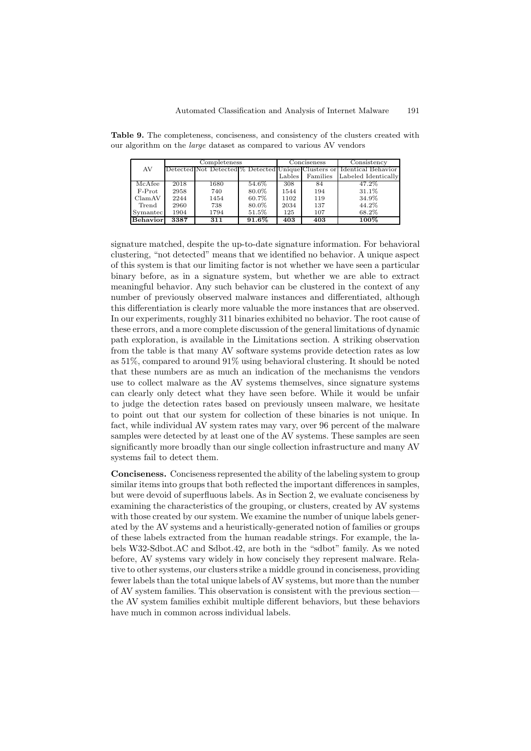**Table 9.** The completeness, conciseness, and consistency of the clusters created with our algorithm on the *large* dataset as compared to various AV vendors

| AV | Completeness | | | Conciseness | | Consistency |
|---|---|---|---|---|---|---|
| | Detected | Not Detected | % Detected | Unique Lables | Clusters or Families | Identical Behavior Labeled Identically |
| McAfee | 2018 | 1680 | 54.6% | 308 | 84 | 47.2% |
| F-Prot | 2958 | 740 | 80.0% | 1544 | 194 | 31.1% |
| ClamAV | 2244 | 1454 | 60.7% | 1102 | 119 | 34.9% |
| Trend | 2960 | 738 | 80.0% | 2034 | 137 | 44.2% |
| Symantec | 1904 | 1794 | 51.5% | 125 | 107 | 68.2% |
| **Behavior** | **3387** | **311** | **91.6%** | **403** | **403** | **100%** |

signature matched, despite the up-to-date signature information. For behavioral clustering, "not detected" means that we identified no behavior. A unique aspect of this system is that our limiting factor is not whether we have seen a particular binary before, as in a signature system, but whether we are able to extract meaningful behavior. Any such behavior can be clustered in the context of any number of previously observed malware instances and differentiated, although this differentiation is clearly more valuable the more instances that are observed. In our experiments, roughly 311 binaries exhibited no behavior. The root cause of these errors, and a more complete discussion of the general limitations of dynamic path exploration, is available in the Limitations section. A striking observation from the table is that many AV software systems provide detection rates as low as 51%, compared to around 91% using behavioral clustering. It should be noted that these numbers are as much an indication of the mechanisms the vendors use to collect malware as the AV systems themselves, since signature systems can clearly only detect what they have seen before. While it would be unfair to judge the detection rates based on previously unseen malware, we hesitate to point out that our system for collection of these binaries is not unique. In fact, while individual AV system rates may vary, over 96 percent of the malware samples were detected by at least one of the AV systems. These samples are seen significantly more broadly than our single collection infrastructure and many AV systems fail to detect them.

**Conciseness.** Conciseness represented the ability of the labeling system to group similar items into groups that both reflected the important differences in samples, but were devoid of superfluous labels. As in Section 2, we evaluate conciseness by examining the characteristics of the grouping, or clusters, created by AV systems with those created by our system. We examine the number of unique labels generated by the AV systems and a heuristically-generated notion of families or groups of these labels extracted from the human readable strings. For example, the labels W32-Sdbot.AC and Sdbot.42, are both in the "sdbot" family. As we noted before, AV systems vary widely in how concisely they represent malware. Relative to other systems, our clusters strike a middle ground in conciseness, providing fewer labels than the total unique labels of AV systems, but more than the number of AV system families. This observation is consistent with the previous section—the AV system families exhibit multiple different behaviors, but these behaviors have much in common across individual labels.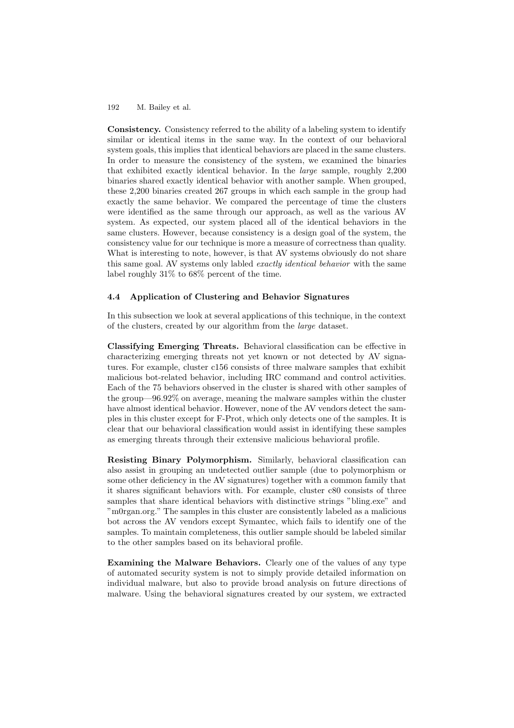**Consistency.** Consistency referred to the ability of a labeling system to identify similar or identical items in the same way. In the context of our behavioral system goals, this implies that identical behaviors are placed in the same clusters. In order to measure the consistency of the system, we examined the binaries that exhibited exactly identical behavior. In the *large* sample, roughly 2,200 binaries shared exactly identical behavior with another sample. When grouped, these 2,200 binaries created 267 groups in which each sample in the group had exactly the same behavior. We compared the percentage of time the clusters were identified as the same through our approach, as well as the various AV system. As expected, our system placed all of the identical behaviors in the same clusters. However, because consistency is a design goal of the system, the consistency value for our technique is more a measure of correctness than quality. What is interesting to note, however, is that AV systems obviously do not share this same goal. AV systems only labled *exactly identical behavior* with the same label roughly 31% to 68% percent of the time.

### 4.4 Application of Clustering and Behavior Signatures

In this subsection we look at several applications of this technique, in the context of the clusters, created by our algorithm from the *large* dataset.

**Classifying Emerging Threats.** Behavioral classification can be effective in characterizing emerging threats not yet known or not detected by AV signatures. For example, cluster c156 consists of three malware samples that exhibit malicious bot-related behavior, including IRC command and control activities. Each of the 75 behaviors observed in the cluster is shared with other samples of the group—96.92% on average, meaning the malware samples within the cluster have almost identical behavior. However, none of the AV vendors detect the samples in this cluster except for F-Prot, which only detects one of the samples. It is clear that our behavioral classification would assist in identifying these samples as emerging threats through their extensive malicious behavioral profile.

**Resisting Binary Polymorphism.** Similarly, behavioral classification can also assist in grouping an undetected outlier sample (due to polymorphism or some other deficiency in the AV signatures) together with a common family that it shares significant behaviors with. For example, cluster c80 consists of three samples that share identical behaviors with distinctive strings "bling.exe" and "m0rgan.org." The samples in this cluster are consistently labeled as a malicious bot across the AV vendors except Symantec, which fails to identify one of the samples. To maintain completeness, this outlier sample should be labeled similar to the other samples based on its behavioral profile.

**Examining the Malware Behaviors.** Clearly one of the values of any type of automated security system is not to simply provide detailed information on individual malware, but also to provide broad analysis on future directions of malware. Using the behavioral signatures created by our system, we extracted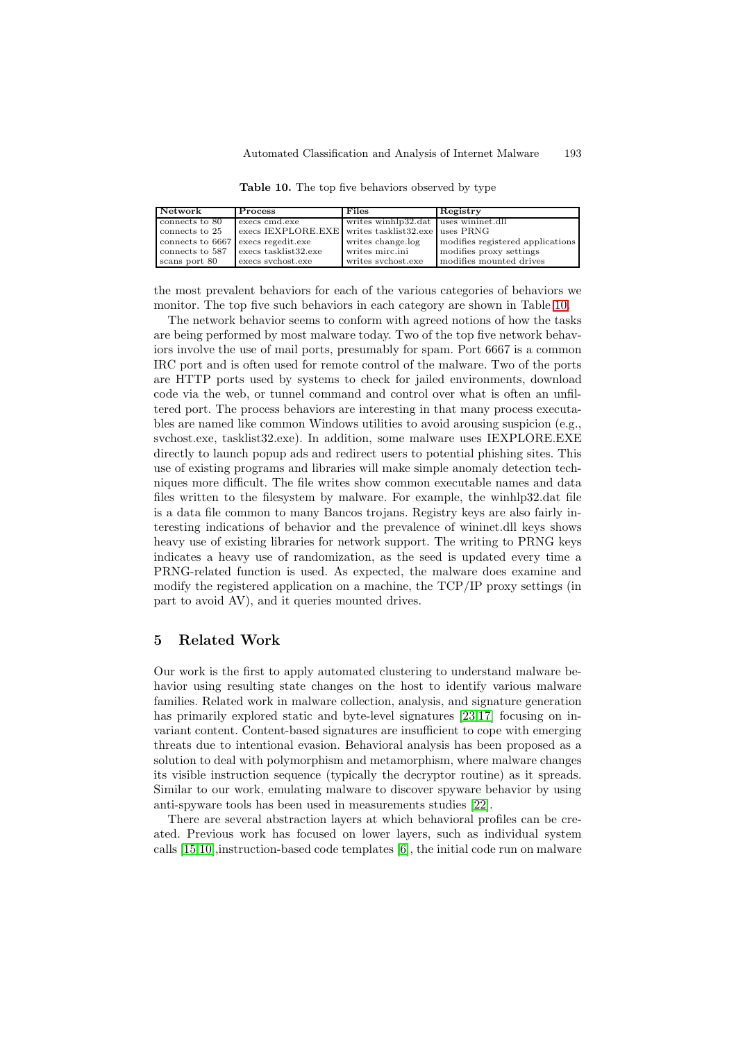**Table 10.** The top five behaviors observed by type

| Network | Process | Files | Registry |
|---|---|---|---|
| connects to 80 | execs cmd.exe | writes winhlp32.dat | uses wininet.dll |
| connects to 25 | execs IEXPLORE.EXE | writes tasklist32.exe | uses PRNG |
| connects to 6667 | execs regedit.exe | writes change.log | modifies registered applications |
| connects to 587 | execs tasklist32.exe | writes mirc.ini | modifies proxy settings |
| scans port 80 | execs svchost.exe | writes svchost.exe | modifies mounted drives |

the most prevalent behaviors for each of the various categories of behaviors we monitor. The top five such behaviors in each category are shown in Table 10.

The network behavior seems to conform with agreed notions of how the tasks are being performed by most malware today. Two of the top five network behaviors involve the use of mail ports, presumably for spam. Port 6667 is a common IRC port and is often used for remote control of the malware. Two of the ports are HTTP ports used by systems to check for jailed environments, download code via the web, or tunnel command and control over what is often an unfiltered port. The process behaviors are interesting in that many process executables are named like common Windows utilities to avoid arousing suspicion (e.g., svchost.exe, tasklist32.exe). In addition, some malware uses IEXPLORE.EXE directly to launch popup ads and redirect users to potential phishing sites. This use of existing programs and libraries will make simple anomaly detection techniques more difficult. The file writes show common executable names and data files written to the filesystem by malware. For example, the winhlp32.dat file is a data file common to many Bancos trojans. Registry keys are also fairly interesting indications of behavior and the prevalence of wininet.dll keys shows heavy use of existing libraries for network support. The writing to PRNG keys indicates a heavy use of randomization, as the seed is updated every time a PRNG-related function is used. As expected, the malware does examine and modify the registered application on a machine, the TCP/IP proxy settings (in part to avoid AV), and it queries mounted drives.

## 5 Related Work

Our work is the first to apply automated clustering to understand malware behavior using resulting state changes on the host to identify various malware families. Related work in malware collection, analysis, and signature generation has primarily explored static and byte-level signatures [23,17] focusing on invariant content. Content-based signatures are insufficient to cope with emerging threats due to intentional evasion. Behavioral analysis has been proposed as a solution to deal with polymorphism and metamorphism, where malware changes its visible instruction sequence (typically the decryptor routine) as it spreads. Similar to our work, emulating malware to discover spyware behavior by using anti-spyware tools has been used in measurements studies [22].

There are several abstraction layers at which behavioral profiles can be created. Previous work has focused on lower layers, such as individual system calls [15,10],instruction-based code templates [6], the initial code run on malware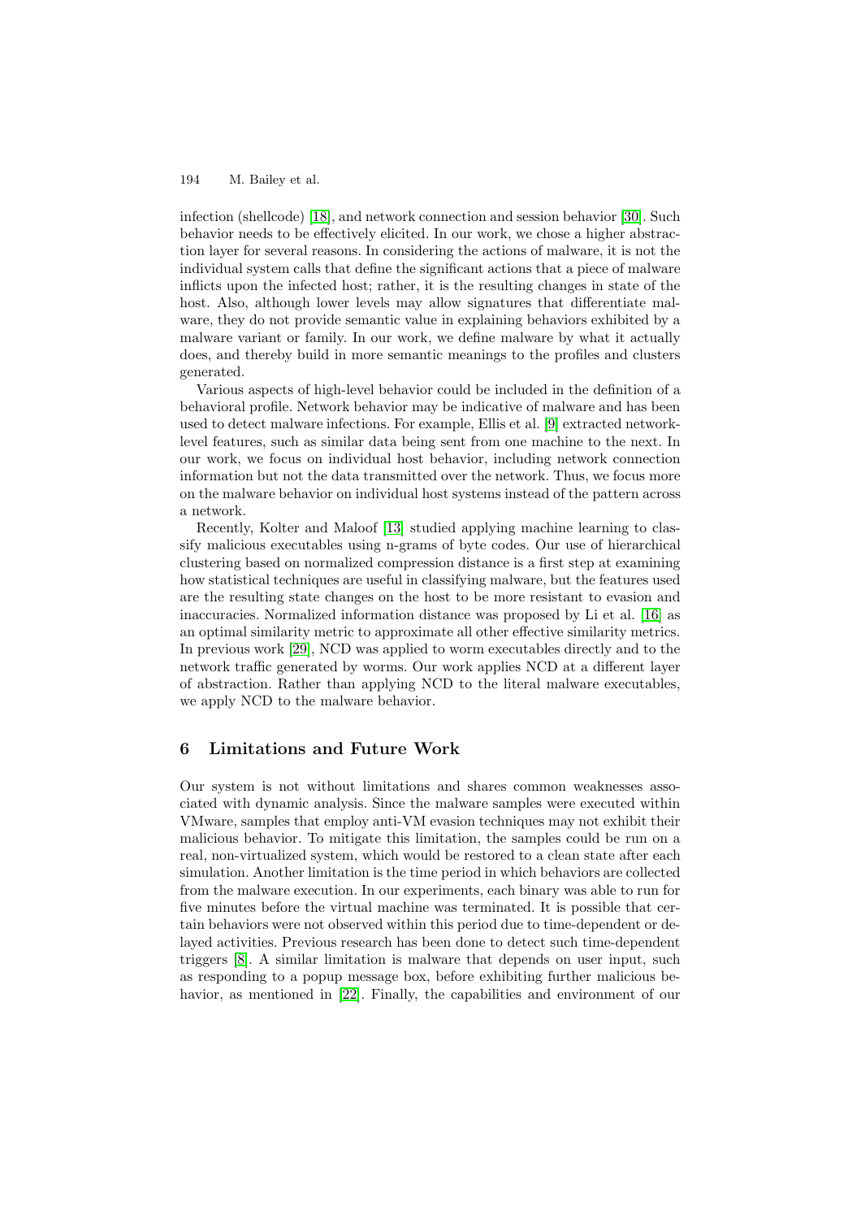infection (shellcode) [18], and network connection and session behavior [30]. Such behavior needs to be effectively elicited. In our work, we chose a higher abstraction layer for several reasons. In considering the actions of malware, it is not the individual system calls that define the significant actions that a piece of malware inflicts upon the infected host; rather, it is the resulting changes in state of the host. Also, although lower levels may allow signatures that differentiate malware, they do not provide semantic value in explaining behaviors exhibited by a malware variant or family. In our work, we define malware by what it actually does, and thereby build in more semantic meanings to the profiles and clusters generated.

Various aspects of high-level behavior could be included in the definition of a behavioral profile. Network behavior may be indicative of malware and has been used to detect malware infections. For example, Ellis et al. [9] extracted network-level features, such as similar data being sent from one machine to the next. In our work, we focus on individual host behavior, including network connection information but not the data transmitted over the network. Thus, we focus more on the malware behavior on individual host systems instead of the pattern across a network.

Recently, Kolter and Maloof [13] studied applying machine learning to classify malicious executables using n-grams of byte codes. Our use of hierarchical clustering based on normalized compression distance is a first step at examining how statistical techniques are useful in classifying malware, but the features used are the resulting state changes on the host to be more resistant to evasion and inaccuracies. Normalized information distance was proposed by Li et al. [16] as an optimal similarity metric to approximate all other effective similarity metrics. In previous work [29], NCD was applied to worm executables directly and to the network traffic generated by worms. Our work applies NCD at a different layer of abstraction. Rather than applying NCD to the literal malware executables, we apply NCD to the malware behavior.

## 6 Limitations and Future Work

Our system is not without limitations and shares common weaknesses associated with dynamic analysis. Since the malware samples were executed within VMware, samples that employ anti-VM evasion techniques may not exhibit their malicious behavior. To mitigate this limitation, the samples could be run on a real, non-virtualized system, which would be restored to a clean state after each simulation. Another limitation is the time period in which behaviors are collected from the malware execution. In our experiments, each binary was able to run for five minutes before the virtual machine was terminated. It is possible that certain behaviors were not observed within this period due to time-dependent or delayed activities. Previous research has been done to detect such time-dependent triggers [8]. A similar limitation is malware that depends on user input, such as responding to a popup message box, before exhibiting further malicious behavior, as mentioned in [22]. Finally, the capabilities and environment of our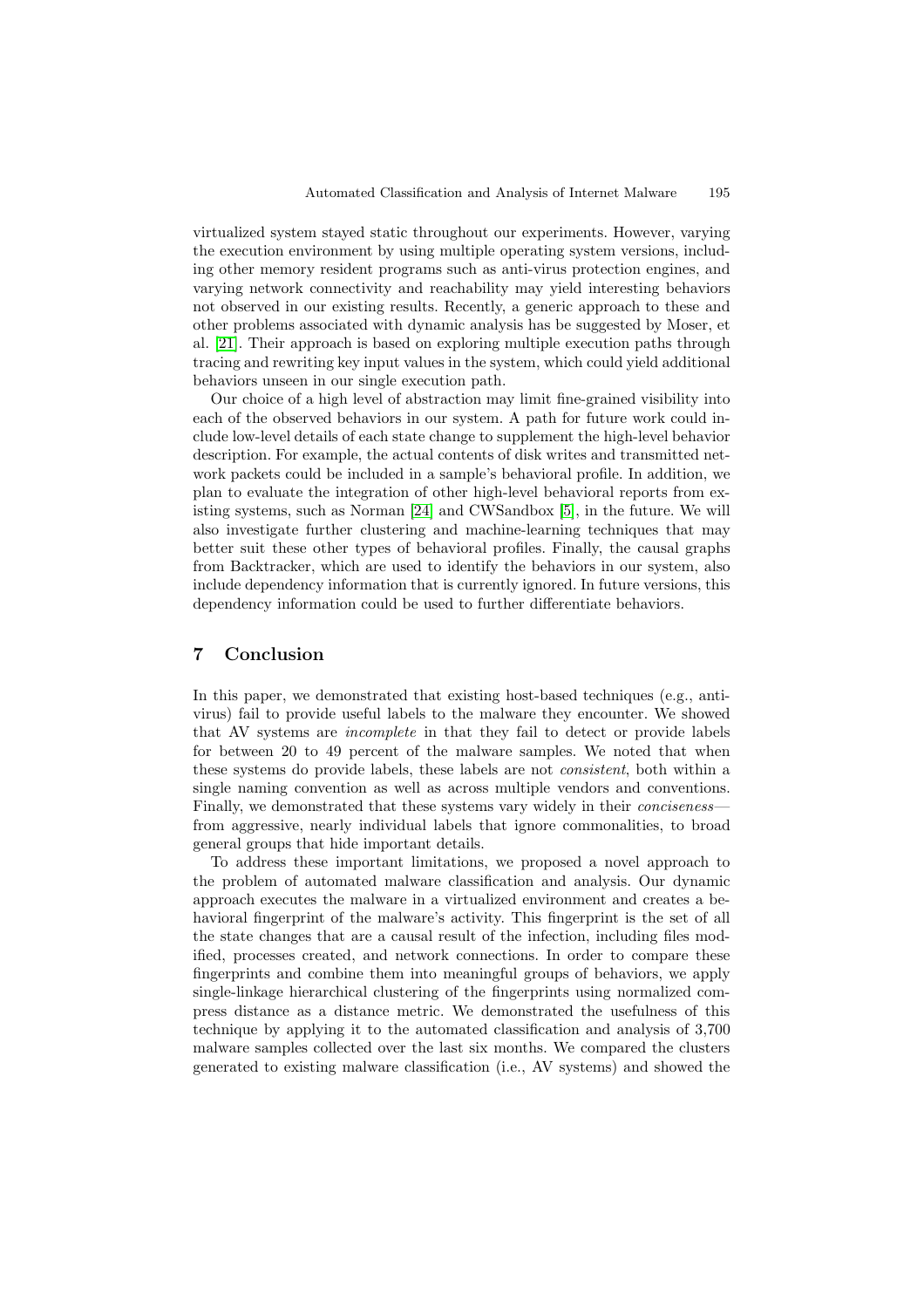virtualized system stayed static throughout our experiments. However, varying the execution environment by using multiple operating system versions, including other memory resident programs such as anti-virus protection engines, and varying network connectivity and reachability may yield interesting behaviors not observed in our existing results. Recently, a generic approach to these and other problems associated with dynamic analysis has be suggested by Moser, et al. [21]. Their approach is based on exploring multiple execution paths through tracing and rewriting key input values in the system, which could yield additional behaviors unseen in our single execution path.

Our choice of a high level of abstraction may limit fine-grained visibility into each of the observed behaviors in our system. A path for future work could include low-level details of each state change to supplement the high-level behavior description. For example, the actual contents of disk writes and transmitted network packets could be included in a sample's behavioral profile. In addition, we plan to evaluate the integration of other high-level behavioral reports from existing systems, such as Norman [24] and CWSandbox [5], in the future. We will also investigate further clustering and machine-learning techniques that may better suit these other types of behavioral profiles. Finally, the causal graphs from Backtracker, which are used to identify the behaviors in our system, also include dependency information that is currently ignored. In future versions, this dependency information could be used to further differentiate behaviors.

## 7 Conclusion

In this paper, we demonstrated that existing host-based techniques (e.g., anti-virus) fail to provide useful labels to the malware they encounter. We showed that AV systems are *incomplete* in that they fail to detect or provide labels for between 20 to 49 percent of the malware samples. We noted that when these systems do provide labels, these labels are not *consistent*, both within a single naming convention as well as across multiple vendors and conventions. Finally, we demonstrated that these systems vary widely in their *conciseness*—from aggressive, nearly individual labels that ignore commonalities, to broad general groups that hide important details.

To address these important limitations, we proposed a novel approach to the problem of automated malware classification and analysis. Our dynamic approach executes the malware in a virtualized environment and creates a behavioral fingerprint of the malware's activity. This fingerprint is the set of all the state changes that are a causal result of the infection, including files modified, processes created, and network connections. In order to compare these fingerprints and combine them into meaningful groups of behaviors, we apply single-linkage hierarchical clustering of the fingerprints using normalized compress distance as a distance metric. We demonstrated the usefulness of this technique by applying it to the automated classification and analysis of 3,700 malware samples collected over the last six months. We compared the clusters generated to existing malware classification (i.e., AV systems) and showed the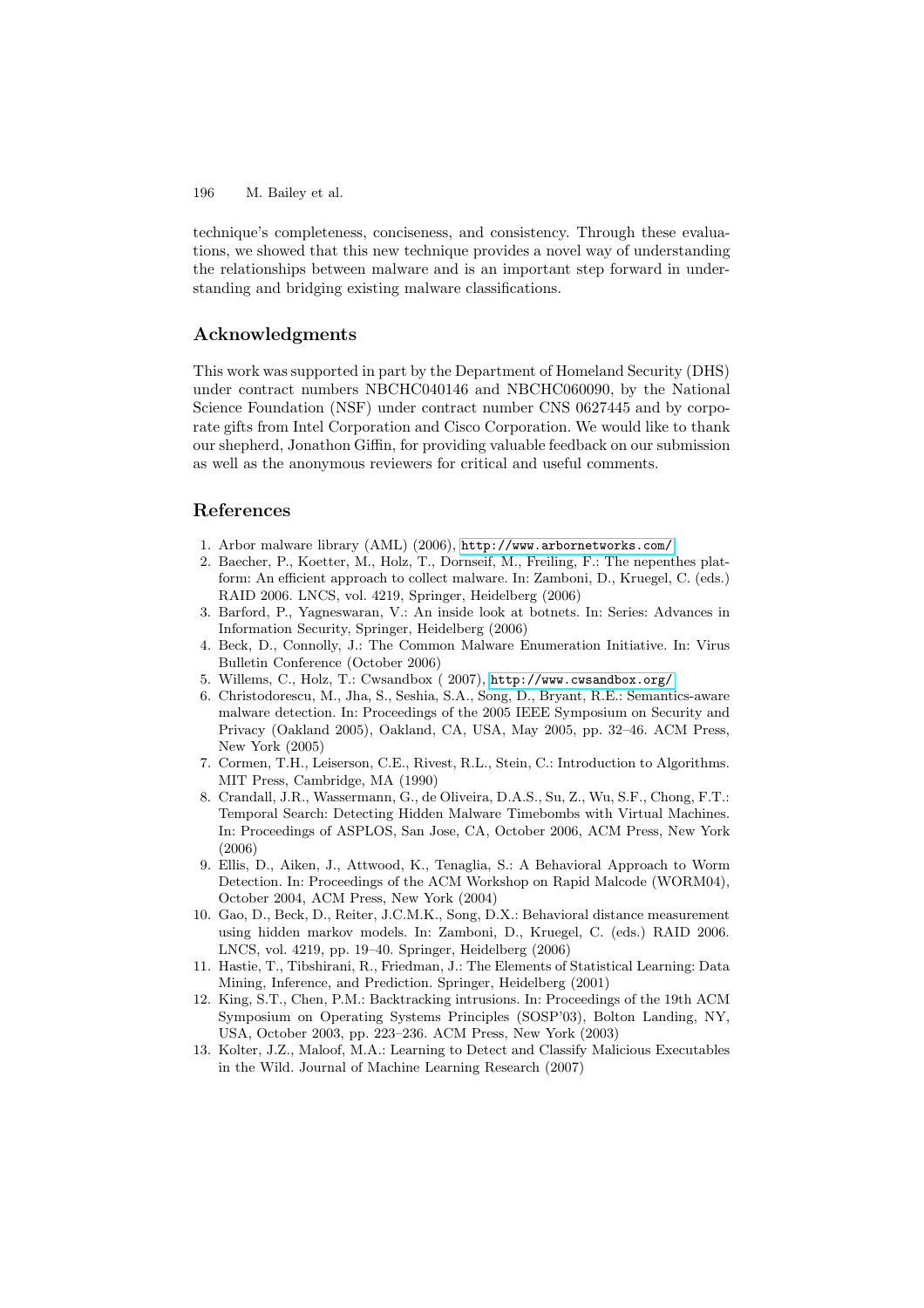technique's completeness, conciseness, and consistency. Through these evaluations, we showed that this new technique provides a novel way of understanding the relationships between malware and is an important step forward in understanding and bridging existing malware classifications.

## Acknowledgments

This work was supported in part by the Department of Homeland Security (DHS) under contract numbers NBCHC040146 and NBCHC060090, by the National Science Foundation (NSF) under contract number CNS 0627445 and by corporate gifts from Intel Corporation and Cisco Corporation. We would like to thank our shepherd, Jonathon Giffin, for providing valuable feedback on our submission as well as the anonymous reviewers for critical and useful comments.

## References

1. Arbor malware library (AML) (2006), http://www.arbornetworks.com/
2. Baecher, P., Koetter, M., Holz, T., Dornseif, M., Freiling, F.: The nepenthes platform: An efficient approach to collect malware. In: Zamboni, D., Kruegel, C. (eds.) RAID 2006. LNCS, vol. 4219, Springer, Heidelberg (2006)
3. Barford, P., Yagneswaran, V.: An inside look at botnets. In: Series: Advances in Information Security, Springer, Heidelberg (2006)
4. Beck, D., Connolly, J.: The Common Malware Enumeration Initiative. In: Virus Bulletin Conference (October 2006)
5. Willems, C., Holz, T.: Cwsandbox ( 2007), http://www.cwsandbox.org/
6. Christodorescu, M., Jha, S., Seshia, S.A., Song, D., Bryant, R.E.: Semantics-aware malware detection. In: Proceedings of the 2005 IEEE Symposium on Security and Privacy (Oakland 2005), Oakland, CA, USA, May 2005, pp. 32–46. ACM Press, New York (2005)
7. Cormen, T.H., Leiserson, C.E., Rivest, R.L., Stein, C.: Introduction to Algorithms. MIT Press, Cambridge, MA (1990)
8. Crandall, J.R., Wassermann, G., de Oliveira, D.A.S., Su, Z., Wu, S.F., Chong, F.T.: Temporal Search: Detecting Hidden Malware Timebombs with Virtual Machines. In: Proceedings of ASPLOS, San Jose, CA, October 2006, ACM Press, New York (2006)
9. Ellis, D., Aiken, J., Attwood, K., Tenaglia, S.: A Behavioral Approach to Worm Detection. In: Proceedings of the ACM Workshop on Rapid Malcode (WORM04), October 2004, ACM Press, New York (2004)
10. Gao, D., Beck, D., Reiter, J.C.M.K., Song, D.X.: Behavioral distance measurement using hidden markov models. In: Zamboni, D., Kruegel, C. (eds.) RAID 2006. LNCS, vol. 4219, pp. 19–40. Springer, Heidelberg (2006)
11. Hastie, T., Tibshirani, R., Friedman, J.: The Elements of Statistical Learning: Data Mining, Inference, and Prediction. Springer, Heidelberg (2001)
12. King, S.T., Chen, P.M.: Backtracking intrusions. In: Proceedings of the 19th ACM Symposium on Operating Systems Principles (SOSP'03), Bolton Landing, NY, USA, October 2003, pp. 223–236. ACM Press, New York (2003)
13. Kolter, J.Z., Maloof, M.A.: Learning to Detect and Classify Malicious Executables in the Wild. Journal of Machine Learning Research (2007)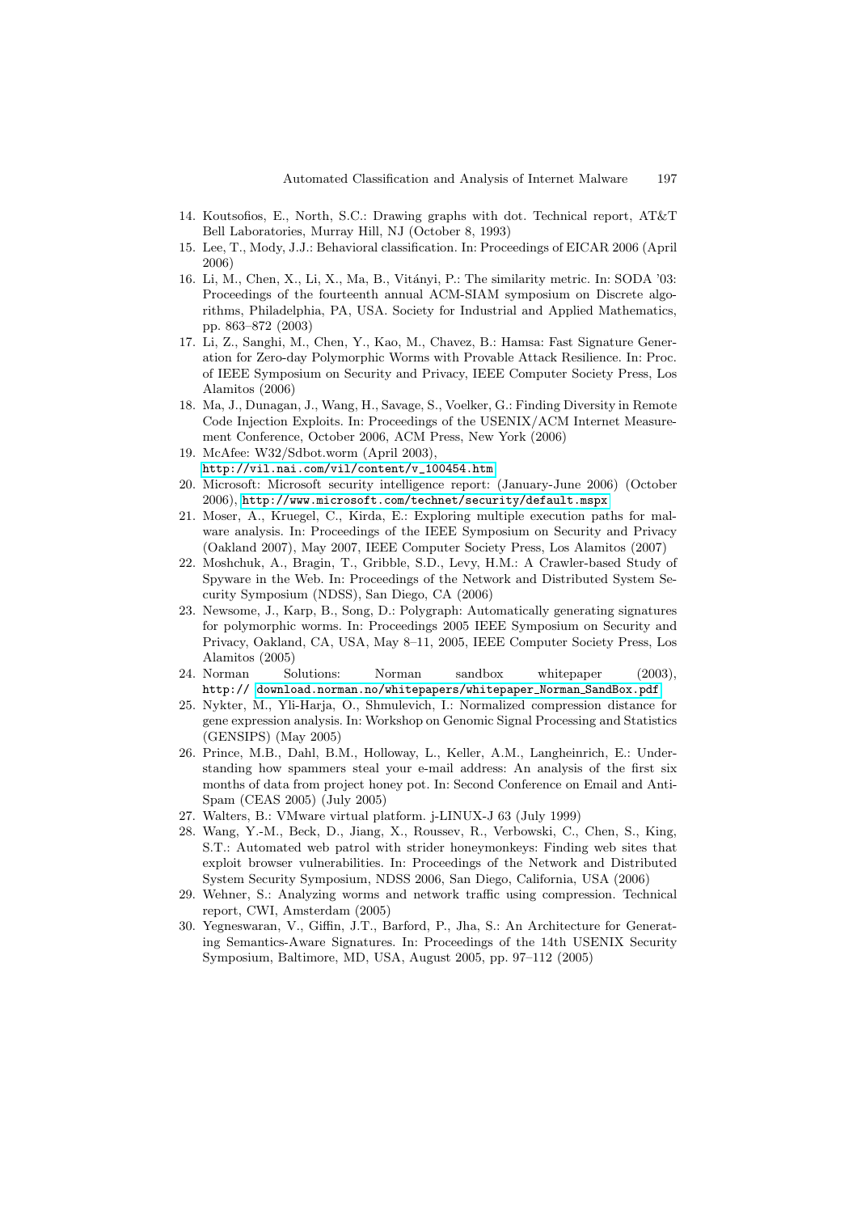14. Koutsofios, E., North, S.C.: Drawing graphs with dot. Technical report, AT&T Bell Laboratories, Murray Hill, NJ (October 8, 1993)
15. Lee, T., Mody, J.J.: Behavioral classification. In: Proceedings of EICAR 2006 (April 2006)
16. Li, M., Chen, X., Li, X., Ma, B., Vitányi, P.: The similarity metric. In: SODA '03: Proceedings of the fourteenth annual ACM-SIAM symposium on Discrete algorithms, Philadelphia, PA, USA. Society for Industrial and Applied Mathematics, pp. 863–872 (2003)
17. Li, Z., Sanghi, M., Chen, Y., Kao, M., Chavez, B.: Hamsa: Fast Signature Generation for Zero-day Polymorphic Worms with Provable Attack Resilience. In: Proc. of IEEE Symposium on Security and Privacy, IEEE Computer Society Press, Los Alamitos (2006)
18. Ma, J., Dunagan, J., Wang, H., Savage, S., Voelker, G.: Finding Diversity in Remote Code Injection Exploits. In: Proceedings of the USENIX/ACM Internet Measurement Conference, October 2006, ACM Press, New York (2006)
19. McAfee: W32/Sdbot.worm (April 2003), http://vil.nai.com/vil/content/v_100454.htm
20. Microsoft: Microsoft security intelligence report: (January-June 2006) (October 2006), http://www.microsoft.com/technet/security/default.mspx
21. Moser, A., Kruegel, C., Kirda, E.: Exploring multiple execution paths for malware analysis. In: Proceedings of the IEEE Symposium on Security and Privacy (Oakland 2007), May 2007, IEEE Computer Society Press, Los Alamitos (2007)
22. Moshchuk, A., Bragin, T., Gribble, S.D., Levy, H.M.: A Crawler-based Study of Spyware in the Web. In: Proceedings of the Network and Distributed System Security Symposium (NDSS), San Diego, CA (2006)
23. Newsome, J., Karp, B., Song, D.: Polygraph: Automatically generating signatures for polymorphic worms. In: Proceedings 2005 IEEE Symposium on Security and Privacy, Oakland, CA, USA, May 8–11, 2005, IEEE Computer Society Press, Los Alamitos (2005)
24. Norman Solutions: Norman sandbox whitepaper (2003), http:// download.norman.no/whitepapers/whitepaper_Norman_SandBox.pdf
25. Nykter, M., Yli-Harja, O., Shmulevich, I.: Normalized compression distance for gene expression analysis. In: Workshop on Genomic Signal Processing and Statistics (GENSIPS) (May 2005)
26. Prince, M.B., Dahl, B.M., Holloway, L., Keller, A.M., Langheinrich, E.: Understanding how spammers steal your e-mail address: An analysis of the first six months of data from project honey pot. In: Second Conference on Email and Anti-Spam (CEAS 2005) (July 2005)
27. Walters, B.: VMware virtual platform. j-LINUX-J 63 (July 1999)
28. Wang, Y.-M., Beck, D., Jiang, X., Roussev, R., Verbowski, C., Chen, S., King, S.T.: Automated web patrol with strider honeymonkeys: Finding web sites that exploit browser vulnerabilities. In: Proceedings of the Network and Distributed System Security Symposium, NDSS 2006, San Diego, California, USA (2006)
29. Wehner, S.: Analyzing worms and network traffic using compression. Technical report, CWI, Amsterdam (2005)
30. Yegneswaran, V., Giffin, J.T., Barford, P., Jha, S.: An Architecture for Generating Semantics-Aware Signatures. In: Proceedings of the 14th USENIX Security Symposium, Baltimore, MD, USA, August 2005, pp. 97–112 (2005)